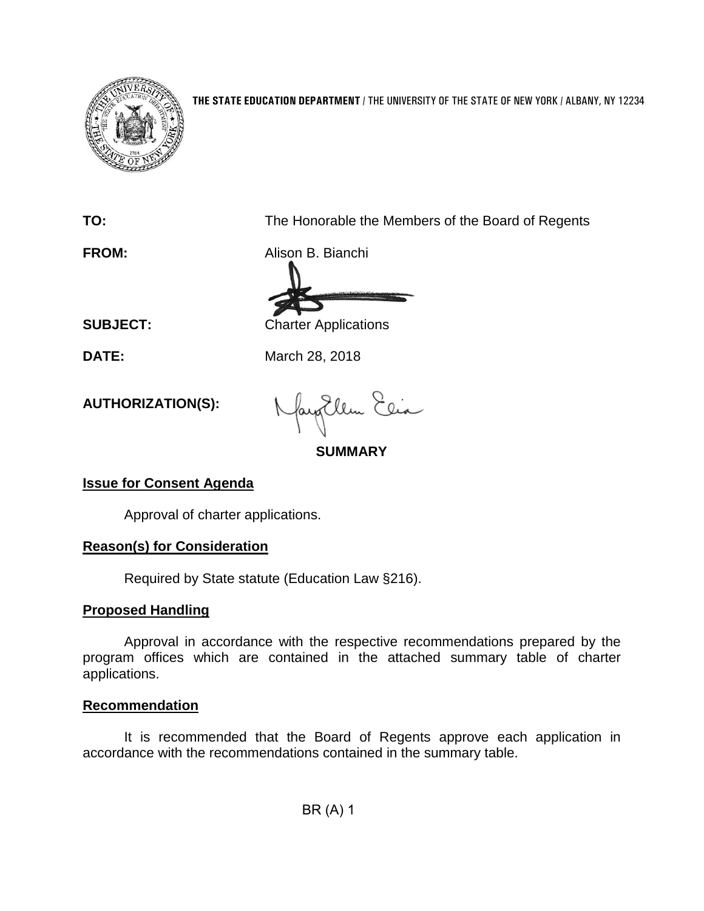**THE STATE EDUCATION DEPARTMENT** / THE UNIVERSITY OF THE STATE OF NEW YORK / ALBANY, NY 12234

**TO:** The Honorable the Members of the Board of Regents

**FROM:** Alison B. Bianchi

**SUBJECT:** Charter Applications

**DATE:** March 28, 2018

**AUTHORIZATION(S):**

**SUMMARY**

**Issue for Consent Agenda**

Approval of charter applications.

**Reason(s) for Consideration**

Required by State statute (Education Law §216).

**Proposed Handling**

Approval in accordance with the respective recommendations prepared by the program offices which are contained in the attached summary table of charter applications.

**Recommendation**

It is recommended that the Board of Regents approve each application in accordance with the recommendations contained in the summary table.

BR (A) 1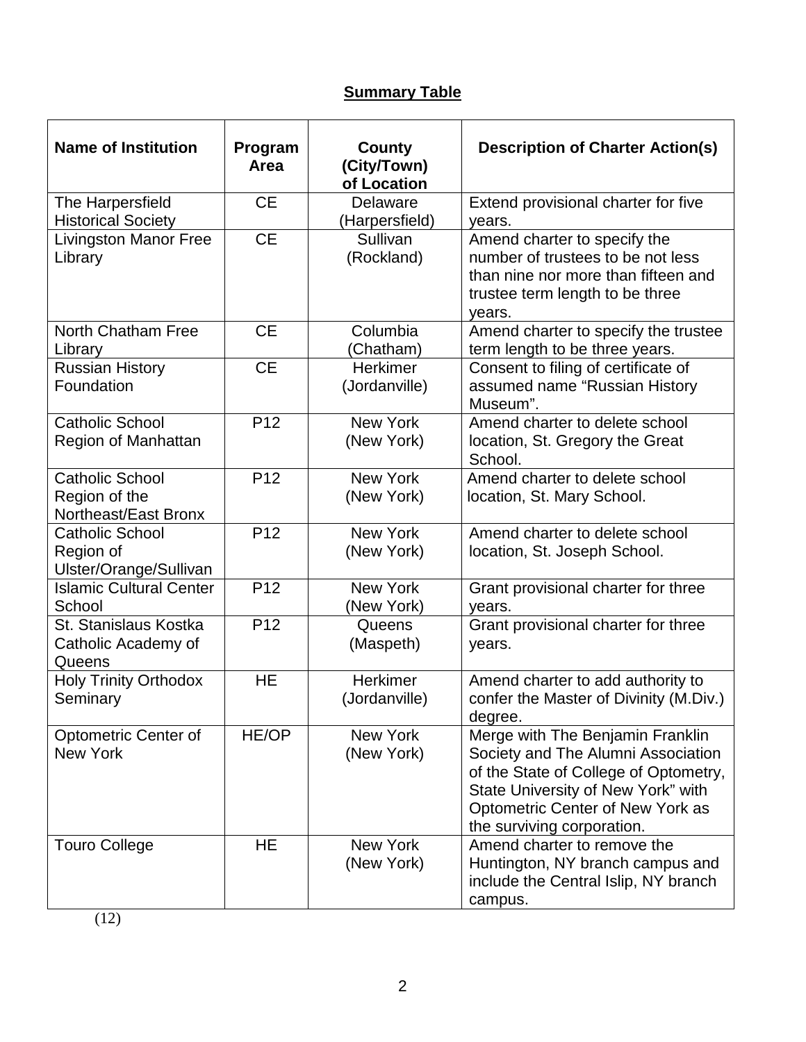## Summary Table

| Name of Institution | Program Area | County (City/Town) of Location | Description of Charter Action(s) |
|---|---|---|---|
| The Harpersfield Historical Society | CE | Delaware (Harpersfield) | Extend provisional charter for five years. |
| Livingston Manor Free Library | CE | Sullivan (Rockland) | Amend charter to specify the number of trustees to be not less than nine nor more than fifteen and trustee term length to be three years. |
| North Chatham Free Library | CE | Columbia (Chatham) | Amend charter to specify the trustee term length to be three years. |
| Russian History Foundation | CE | Herkimer (Jordanville) | Consent to filing of certificate of assumed name "Russian History Museum". |
| Catholic School Region of Manhattan | P12 | New York (New York) | Amend charter to delete school location, St. Gregory the Great School. |
| Catholic School Region of the Northeast/East Bronx | P12 | New York (New York) | Amend charter to delete school location, St. Mary School. |
| Catholic School Region of Ulster/Orange/Sullivan | P12 | New York (New York) | Amend charter to delete school location, St. Joseph School. |
| Islamic Cultural Center School | P12 | New York (New York) | Grant provisional charter for three years. |
| St. Stanislaus Kostka Catholic Academy of Queens | P12 | Queens (Maspeth) | Grant provisional charter for three years. |
| Holy Trinity Orthodox Seminary | HE | Herkimer (Jordanville) | Amend charter to add authority to confer the Master of Divinity (M.Div.) degree. |
| Optometric Center of New York | HE/OP | New York (New York) | Merge with The Benjamin Franklin Society and The Alumni Association of the State of College of Optometry, State University of New York" with Optometric Center of New York as the surviving corporation. |
| Touro College | HE | New York (New York) | Amend charter to remove the Huntington, NY branch campus and include the Central Islip, NY branch campus. |

(12)